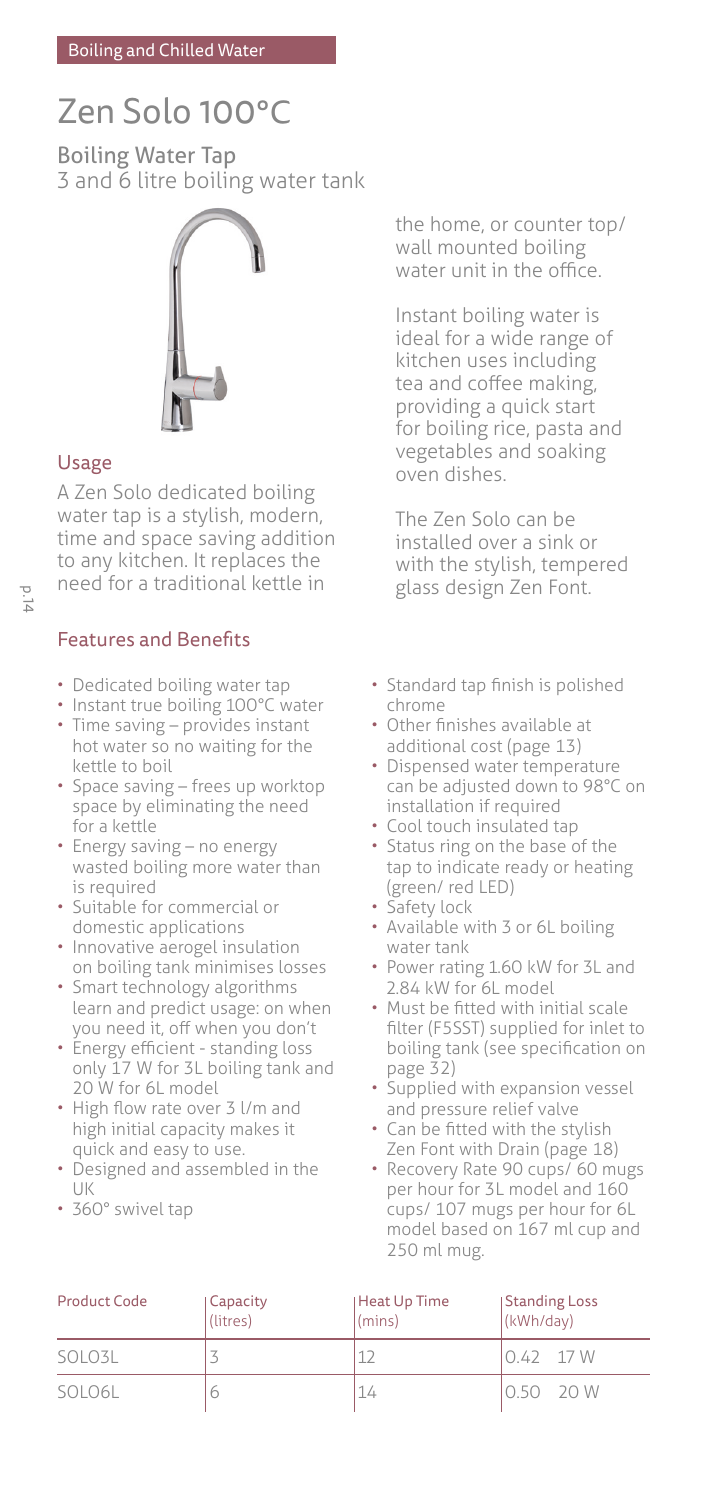Boiling and Chilled Water

# Zen Solo 100°C

## Boiling Water Tap

3 and 6 litre boiling water tank

### Usage

A Zen Solo dedicated boiling water tap is a stylish, modern, time and space saving addition to any kitchen. It replaces the need for a traditional kettle in the home, or counter top/ wall mounted boiling water unit in the office.

Instant boiling water is ideal for a wide range of kitchen uses including tea and coffee making, providing a quick start for boiling rice, pasta and vegetables and soaking oven dishes.

The Zen Solo can be installed over a sink or with the stylish, tempered glass design Zen Font.

### Features and Benefits

- Dedicated boiling water tap
- Instant true boiling 100°C water
- Time saving – provides instant hot water so no waiting for the kettle to boil
- Space saving – frees up worktop space by eliminating the need for a kettle
- Energy saving – no energy wasted boiling more water than is required
- Suitable for commercial or domestic applications
- Innovative aerogel insulation on boiling tank minimises losses
- Smart technology algorithms learn and predict usage: on when you need it, off when you don't
- Energy efficient - standing loss only 17 W for 3L boiling tank and 20 W for 6L model
- High flow rate over 3 l/m and high initial capacity makes it quick and easy to use.
- Designed and assembled in the UK
- 360° swivel tap
- Standard tap finish is polished chrome
- Other finishes available at additional cost (page 13)
- Dispensed water temperature can be adjusted down to 98°C on installation if required
- Cool touch insulated tap
- Status ring on the base of the tap to indicate ready or heating (green/ red LED)
- Safety lock
- Available with 3 or 6L boiling water tank
- Power rating 1.60 kW for 3L and 2.84 kW for 6L model
- Must be fitted with initial scale filter (F5SST) supplied for inlet to boiling tank (see specification on page 32)
- Supplied with expansion vessel and pressure relief valve
- Can be fitted with the stylish Zen Font with Drain (page 18)
- Recovery Rate 90 cups/ 60 mugs per hour for 3L model and 160 cups/ 107 mugs per hour for 6L model based on 167 ml cup and 250 ml mug.

| Product Code | Capacity (litres) | Heat Up Time (mins) | Standing Loss (kWh/day) |
|---|---|---|---|
| SOLO3L | 3 | 12 | 0.42 17 W |
| SOLO6L | 6 | 14 | 0.50 20 W |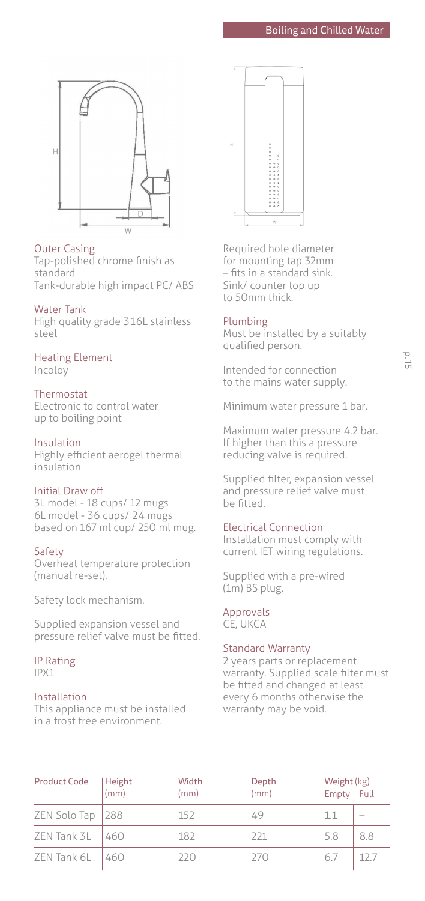## Boiling and Chilled Water

H
D
W

H
W

### Outer Casing
Tap-polished chrome finish as standard
Tank-durable high impact PC/ ABS

### Water Tank
High quality grade 316L stainless steel

### Heating Element
Incoloy

### Thermostat
Electronic to control water up to boiling point

### Insulation
Highly efficient aerogel thermal insulation

### Initial Draw off
3L model - 18 cups/ 12 mugs
6L model - 36 cups/ 24 mugs
based on 167 ml cup/ 250 ml mug.

### Safety
Overheat temperature protection (manual re-set).

Safety lock mechanism.

Supplied expansion vessel and pressure relief valve must be fitted.

### IP Rating
IPX1

### Installation
This appliance must be installed in a frost free environment.

Required hole diameter for mounting tap 32mm – fits in a standard sink. Sink/ counter top up to 50mm thick.

### Plumbing
Must be installed by a suitably qualified person.

Intended for connection to the mains water supply.

Minimum water pressure 1 bar.

Maximum water pressure 4.2 bar. If higher than this a pressure reducing valve is required.

Supplied filter, expansion vessel and pressure relief valve must be fitted.

### Electrical Connection
Installation must comply with current IET wiring regulations.

Supplied with a pre-wired (1m) BS plug.

### Approvals
CE, UKCA

### Standard Warranty
2 years parts or replacement warranty. Supplied scale filter must be fitted and changed at least every 6 months otherwise the warranty may be void.

| Product Code | Height (mm) | Width (mm) | Depth (mm) | Weight (kg) Empty | Weight (kg) Full |
|---|---|---|---|---|---|
| ZEN Solo Tap | 288 | 152 | 49 | 1.1 | – |
| ZEN Tank 3L | 460 | 182 | 221 | 5.8 | 8.8 |
| ZEN Tank 6L | 460 | 220 | 270 | 6.7 | 12.7 |